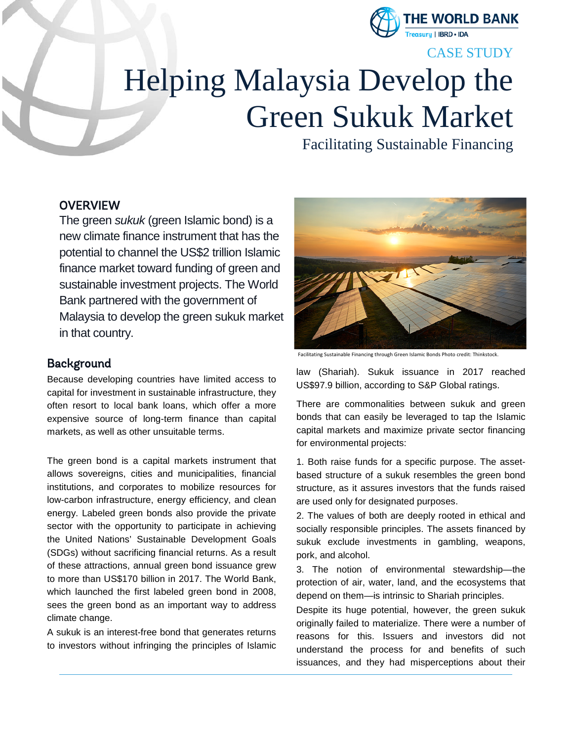THE WORLD BANK
Treasury | IBRD • IDA

CASE STUDY

# Helping Malaysia Develop the Green Sukuk Market

## Facilitating Sustainable Financing

### OVERVIEW

The green *sukuk* (green Islamic bond) is a new climate finance instrument that has the potential to channel the US$2 trillion Islamic finance market toward funding of green and sustainable investment projects. The World Bank partnered with the government of Malaysia to develop the green sukuk market in that country.

Facilitating Sustainable Financing through Green Islamic Bonds Photo credit: Thinkstock.

### Background

Because developing countries have limited access to capital for investment in sustainable infrastructure, they often resort to local bank loans, which offer a more expensive source of long-term finance than capital markets, as well as other unsuitable terms.

The green bond is a capital markets instrument that allows sovereigns, cities and municipalities, financial institutions, and corporates to mobilize resources for low-carbon infrastructure, energy efficiency, and clean energy. Labeled green bonds also provide the private sector with the opportunity to participate in achieving the United Nations' Sustainable Development Goals (SDGs) without sacrificing financial returns. As a result of these attractions, annual green bond issuance grew to more than US$170 billion in 2017. The World Bank, which launched the first labeled green bond in 2008, sees the green bond as an important way to address climate change.

A sukuk is an interest-free bond that generates returns to investors without infringing the principles of Islamic law (Shariah). Sukuk issuance in 2017 reached US$97.9 billion, according to S&P Global ratings.

There are commonalities between sukuk and green bonds that can easily be leveraged to tap the Islamic capital markets and maximize private sector financing for environmental projects:

1. Both raise funds for a specific purpose. The asset-based structure of a sukuk resembles the green bond structure, as it assures investors that the funds raised are used only for designated purposes.
2. The values of both are deeply rooted in ethical and socially responsible principles. The assets financed by sukuk exclude investments in gambling, weapons, pork, and alcohol.
3. The notion of environmental stewardship—the protection of air, water, land, and the ecosystems that depend on them—is intrinsic to Shariah principles.

Despite its huge potential, however, the green sukuk originally failed to materialize. There were a number of reasons for this. Issuers and investors did not understand the process for and benefits of such issuances, and they had misperceptions about their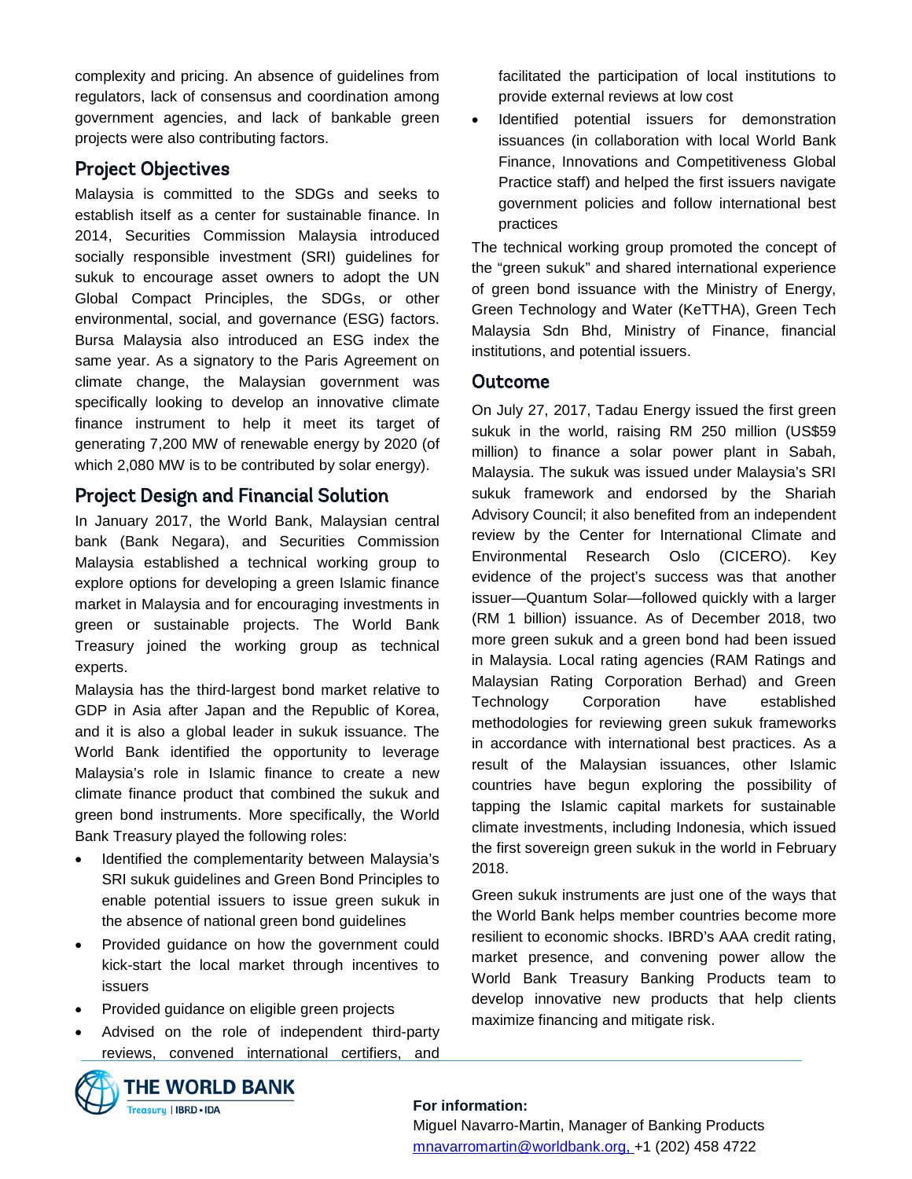complexity and pricing. An absence of guidelines from regulators, lack of consensus and coordination among government agencies, and lack of bankable green projects were also contributing factors.

## Project Objectives

Malaysia is committed to the SDGs and seeks to establish itself as a center for sustainable finance. In 2014, Securities Commission Malaysia introduced socially responsible investment (SRI) guidelines for sukuk to encourage asset owners to adopt the UN Global Compact Principles, the SDGs, or other environmental, social, and governance (ESG) factors. Bursa Malaysia also introduced an ESG index the same year. As a signatory to the Paris Agreement on climate change, the Malaysian government was specifically looking to develop an innovative climate finance instrument to help it meet its target of generating 7,200 MW of renewable energy by 2020 (of which 2,080 MW is to be contributed by solar energy).

## Project Design and Financial Solution

In January 2017, the World Bank, Malaysian central bank (Bank Negara), and Securities Commission Malaysia established a technical working group to explore options for developing a green Islamic finance market in Malaysia and for encouraging investments in green or sustainable projects. The World Bank Treasury joined the working group as technical experts.

Malaysia has the third-largest bond market relative to GDP in Asia after Japan and the Republic of Korea, and it is also a global leader in sukuk issuance. The World Bank identified the opportunity to leverage Malaysia's role in Islamic finance to create a new climate finance product that combined the sukuk and green bond instruments. More specifically, the World Bank Treasury played the following roles:

- Identified the complementarity between Malaysia's SRI sukuk guidelines and Green Bond Principles to enable potential issuers to issue green sukuk in the absence of national green bond guidelines
- Provided guidance on how the government could kick-start the local market through incentives to issuers
- Provided guidance on eligible green projects
- Advised on the role of independent third-party reviews, convened international certifiers, and facilitated the participation of local institutions to provide external reviews at low cost
- Identified potential issuers for demonstration issuances (in collaboration with local World Bank Finance, Innovations and Competitiveness Global Practice staff) and helped the first issuers navigate government policies and follow international best practices

The technical working group promoted the concept of the "green sukuk" and shared international experience of green bond issuance with the Ministry of Energy, Green Technology and Water (KeTTHA), Green Tech Malaysia Sdn Bhd, Ministry of Finance, financial institutions, and potential issuers.

## Outcome

On July 27, 2017, Tadau Energy issued the first green sukuk in the world, raising RM 250 million (US$59 million) to finance a solar power plant in Sabah, Malaysia. The sukuk was issued under Malaysia's SRI sukuk framework and endorsed by the Shariah Advisory Council; it also benefited from an independent review by the Center for International Climate and Environmental Research Oslo (CICERO). Key evidence of the project's success was that another issuer—Quantum Solar—followed quickly with a larger (RM 1 billion) issuance. As of December 2018, two more green sukuk and a green bond had been issued in Malaysia. Local rating agencies (RAM Ratings and Malaysian Rating Corporation Berhad) and Green Technology Corporation have established methodologies for reviewing green sukuk frameworks in accordance with international best practices. As a result of the Malaysian issuances, other Islamic countries have begun exploring the possibility of tapping the Islamic capital markets for sustainable climate investments, including Indonesia, which issued the first sovereign green sukuk in the world in February 2018.

Green sukuk instruments are just one of the ways that the World Bank helps member countries become more resilient to economic shocks. IBRD's AAA credit rating, market presence, and convening power allow the World Bank Treasury Banking Products team to develop innovative new products that help clients maximize financing and mitigate risk.

THE WORLD BANK
Treasury | IBRD • IDA

**For information:**
Miguel Navarro-Martin, Manager of Banking Products
mnavarromartin@worldbank.org, +1 (202) 458 4722